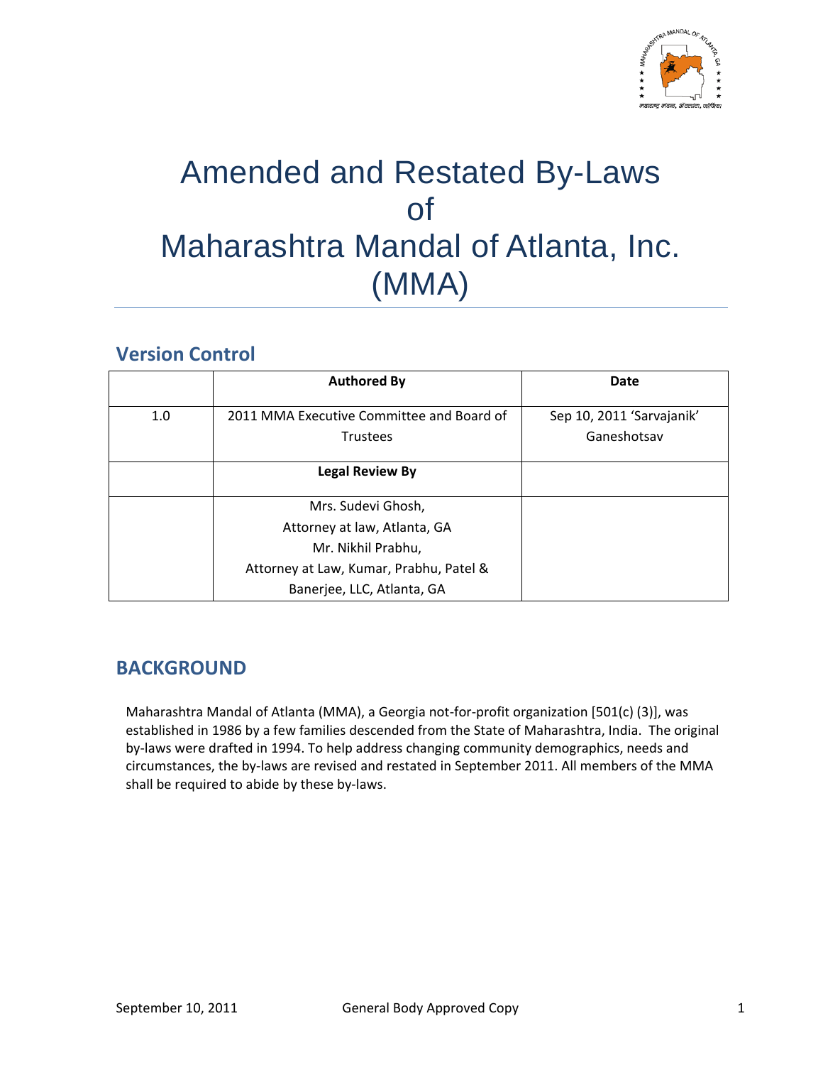# Amended and Restated By-Laws of Maharashtra Mandal of Atlanta, Inc. (MMA)

## Version Control

| | Authored By | Date |
|---|---|---|
| 1.0 | 2011 MMA Executive Committee and Board of Trustees | Sep 10, 2011 'Sarvajanik' Ganeshotsav |
| | **Legal Review By** | |
| | Mrs. Sudevi Ghosh, Attorney at law, Atlanta, GA<br>Mr. Nikhil Prabhu, Attorney at Law, Kumar, Prabhu, Patel & Banerjee, LLC, Atlanta, GA | |

## BACKGROUND

Maharashtra Mandal of Atlanta (MMA), a Georgia not-for-profit organization [501(c) (3)], was established in 1986 by a few families descended from the State of Maharashtra, India. The original by-laws were drafted in 1994. To help address changing community demographics, needs and circumstances, the by-laws are revised and restated in September 2011. All members of the MMA shall be required to abide by these by-laws.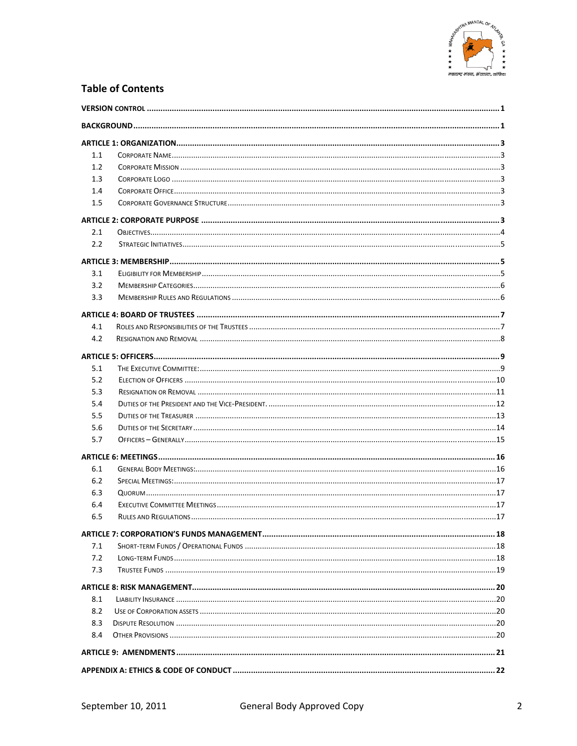## Table of Contents

**VERSION CONTROL** ..... 1

**BACKGROUND** ..... 1

**ARTICLE 1: ORGANIZATION** ..... 3

- 1.1 Corporate Name ..... 3
- 1.2 Corporate Mission ..... 3
- 1.3 Corporate Logo ..... 3
- 1.4 Corporate Office ..... 3
- 1.5 Corporate Governance Structure ..... 3

**ARTICLE 2: CORPORATE PURPOSE** ..... 3

- 2.1 Objectives ..... 4
- 2.2 Strategic Initiatives ..... 5

**ARTICLE 3: MEMBERSHIP** ..... 5

- 3.1 Eligibility for Membership ..... 5
- 3.2 Membership Categories ..... 6
- 3.3 Membership Rules and Regulations ..... 6

**ARTICLE 4: BOARD OF TRUSTEES** ..... 7

- 4.1 Roles and Responsibilities of the Trustees ..... 7
- 4.2 Resignation and Removal ..... 8

**ARTICLE 5: OFFICERS** ..... 9

- 5.1 The Executive Committee: ..... 9
- 5.2 Election of Officers ..... 10
- 5.3 Resignation or Removal ..... 11
- 5.4 Duties of the President and the Vice-President. ..... 12
- 5.5 Duties of the Treasurer ..... 13
- 5.6 Duties of the Secretary ..... 14
- 5.7 Officers – Generally ..... 15

**ARTICLE 6: MEETINGS** ..... 16

- 6.1 General Body Meetings: ..... 16
- 6.2 Special Meetings: ..... 17
- 6.3 Quorum ..... 17
- 6.4 Executive Committee Meetings ..... 17
- 6.5 Rules and Regulations ..... 17

**ARTICLE 7: CORPORATION'S FUNDS MANAGEMENT** ..... 18

- 7.1 Short-term Funds / Operational Funds ..... 18
- 7.2 Long-term Funds ..... 18
- 7.3 Trustee Funds ..... 19

**ARTICLE 8: RISK MANAGEMENT** ..... 20

- 8.1 Liability Insurance ..... 20
- 8.2 Use of Corporation assets ..... 20
- 8.3 Dispute Resolution ..... 20
- 8.4 Other Provisions ..... 20

**ARTICLE 9: AMENDMENTS** ..... 21

**APPENDIX A: ETHICS & CODE OF CONDUCT** ..... 22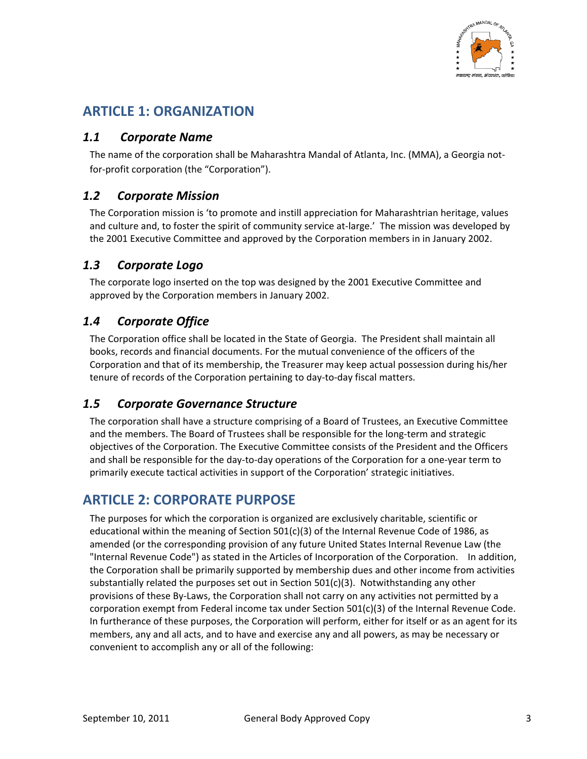## ARTICLE 1: ORGANIZATION

### *1.1 Corporate Name*

The name of the corporation shall be Maharashtra Mandal of Atlanta, Inc. (MMA), a Georgia not-for-profit corporation (the "Corporation").

### *1.2 Corporate Mission*

The Corporation mission is 'to promote and instill appreciation for Maharashtrian heritage, values and culture and, to foster the spirit of community service at-large.' The mission was developed by the 2001 Executive Committee and approved by the Corporation members in in January 2002.

### *1.3 Corporate Logo*

The corporate logo inserted on the top was designed by the 2001 Executive Committee and approved by the Corporation members in January 2002.

### *1.4 Corporate Office*

The Corporation office shall be located in the State of Georgia. The President shall maintain all books, records and financial documents. For the mutual convenience of the officers of the Corporation and that of its membership, the Treasurer may keep actual possession during his/her tenure of records of the Corporation pertaining to day-to-day fiscal matters.

### *1.5 Corporate Governance Structure*

The corporation shall have a structure comprising of a Board of Trustees, an Executive Committee and the members. The Board of Trustees shall be responsible for the long-term and strategic objectives of the Corporation. The Executive Committee consists of the President and the Officers and shall be responsible for the day-to-day operations of the Corporation for a one-year term to primarily execute tactical activities in support of the Corporation' strategic initiatives.

## ARTICLE 2: CORPORATE PURPOSE

The purposes for which the corporation is organized are exclusively charitable, scientific or educational within the meaning of Section 501(c)(3) of the Internal Revenue Code of 1986, as amended (or the corresponding provision of any future United States Internal Revenue Law (the "Internal Revenue Code") as stated in the Articles of Incorporation of the Corporation. In addition, the Corporation shall be primarily supported by membership dues and other income from activities substantially related the purposes set out in Section 501(c)(3). Notwithstanding any other provisions of these By-Laws, the Corporation shall not carry on any activities not permitted by a corporation exempt from Federal income tax under Section 501(c)(3) of the Internal Revenue Code. In furtherance of these purposes, the Corporation will perform, either for itself or as an agent for its members, any and all acts, and to have and exercise any and all powers, as may be necessary or convenient to accomplish any or all of the following: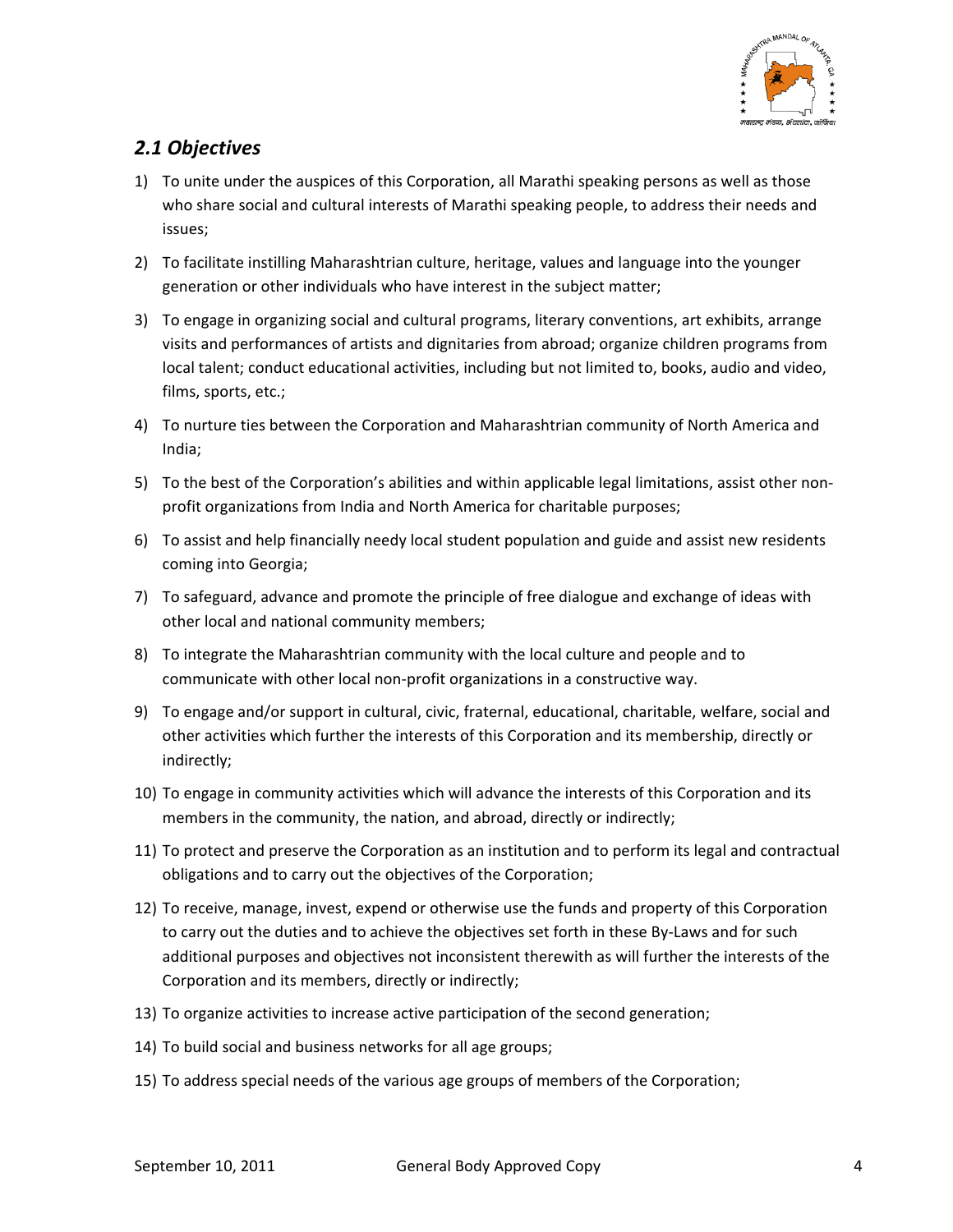## *2.1 Objectives*

1) To unite under the auspices of this Corporation, all Marathi speaking persons as well as those who share social and cultural interests of Marathi speaking people, to address their needs and issues;
2) To facilitate instilling Maharashtrian culture, heritage, values and language into the younger generation or other individuals who have interest in the subject matter;
3) To engage in organizing social and cultural programs, literary conventions, art exhibits, arrange visits and performances of artists and dignitaries from abroad; organize children programs from local talent; conduct educational activities, including but not limited to, books, audio and video, films, sports, etc.;
4) To nurture ties between the Corporation and Maharashtrian community of North America and India;
5) To the best of the Corporation's abilities and within applicable legal limitations, assist other non-profit organizations from India and North America for charitable purposes;
6) To assist and help financially needy local student population and guide and assist new residents coming into Georgia;
7) To safeguard, advance and promote the principle of free dialogue and exchange of ideas with other local and national community members;
8) To integrate the Maharashtrian community with the local culture and people and to communicate with other local non-profit organizations in a constructive way.
9) To engage and/or support in cultural, civic, fraternal, educational, charitable, welfare, social and other activities which further the interests of this Corporation and its membership, directly or indirectly;
10) To engage in community activities which will advance the interests of this Corporation and its members in the community, the nation, and abroad, directly or indirectly;
11) To protect and preserve the Corporation as an institution and to perform its legal and contractual obligations and to carry out the objectives of the Corporation;
12) To receive, manage, invest, expend or otherwise use the funds and property of this Corporation to carry out the duties and to achieve the objectives set forth in these By-Laws and for such additional purposes and objectives not inconsistent therewith as will further the interests of the Corporation and its members, directly or indirectly;
13) To organize activities to increase active participation of the second generation;
14) To build social and business networks for all age groups;
15) To address special needs of the various age groups of members of the Corporation;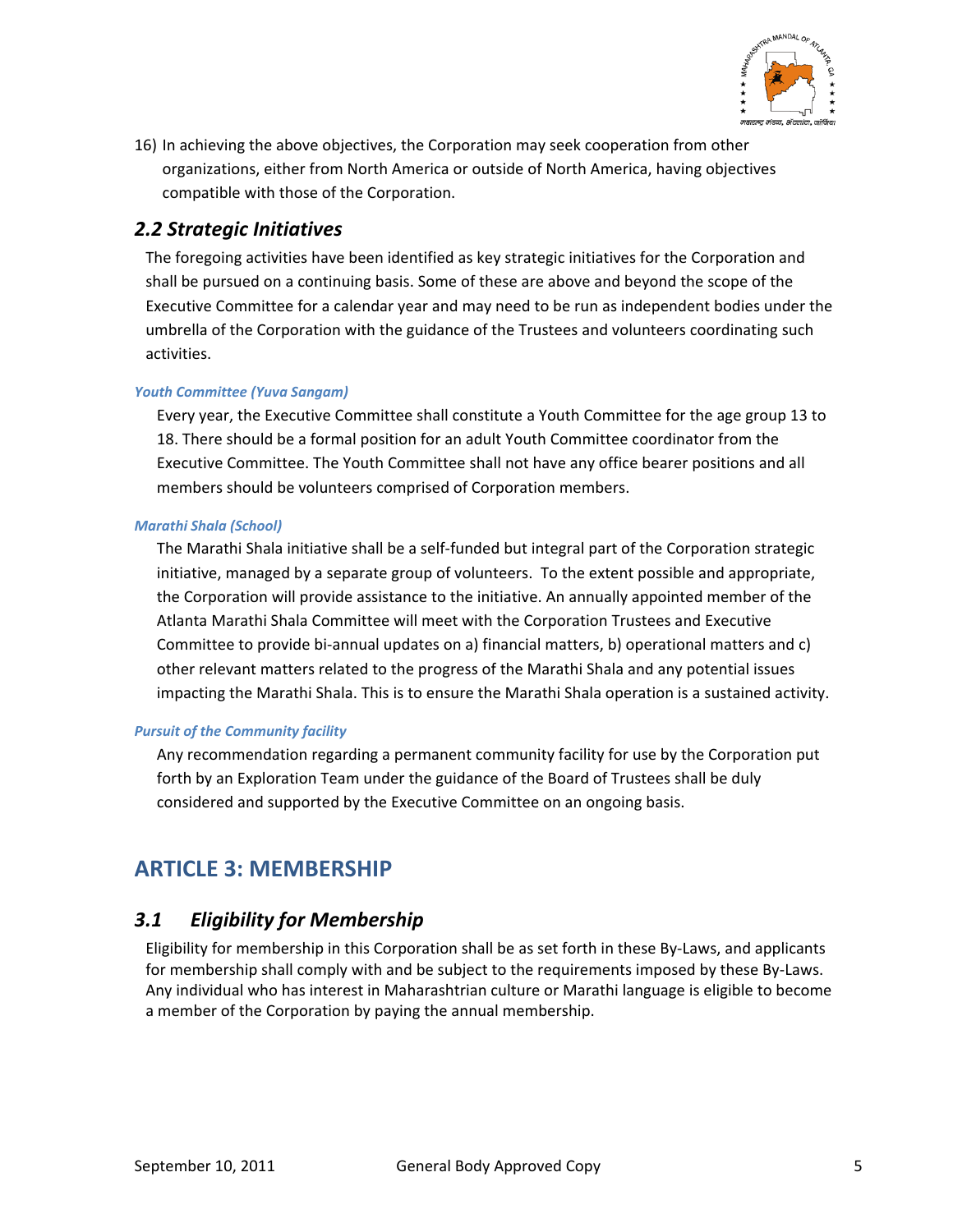16) In achieving the above objectives, the Corporation may seek cooperation from other organizations, either from North America or outside of North America, having objectives compatible with those of the Corporation.

### *2.2 Strategic Initiatives*

The foregoing activities have been identified as key strategic initiatives for the Corporation and shall be pursued on a continuing basis. Some of these are above and beyond the scope of the Executive Committee for a calendar year and may need to be run as independent bodies under the umbrella of the Corporation with the guidance of the Trustees and volunteers coordinating such activities.

#### *Youth Committee (Yuva Sangam)*

Every year, the Executive Committee shall constitute a Youth Committee for the age group 13 to 18. There should be a formal position for an adult Youth Committee coordinator from the Executive Committee. The Youth Committee shall not have any office bearer positions and all members should be volunteers comprised of Corporation members.

#### *Marathi Shala (School)*

The Marathi Shala initiative shall be a self-funded but integral part of the Corporation strategic initiative, managed by a separate group of volunteers. To the extent possible and appropriate, the Corporation will provide assistance to the initiative. An annually appointed member of the Atlanta Marathi Shala Committee will meet with the Corporation Trustees and Executive Committee to provide bi-annual updates on a) financial matters, b) operational matters and c) other relevant matters related to the progress of the Marathi Shala and any potential issues impacting the Marathi Shala. This is to ensure the Marathi Shala operation is a sustained activity.

#### *Pursuit of the Community facility*

Any recommendation regarding a permanent community facility for use by the Corporation put forth by an Exploration Team under the guidance of the Board of Trustees shall be duly considered and supported by the Executive Committee on an ongoing basis.

## ARTICLE 3: MEMBERSHIP

### *3.1 Eligibility for Membership*

Eligibility for membership in this Corporation shall be as set forth in these By-Laws, and applicants for membership shall comply with and be subject to the requirements imposed by these By-Laws. Any individual who has interest in Maharashtrian culture or Marathi language is eligible to become a member of the Corporation by paying the annual membership.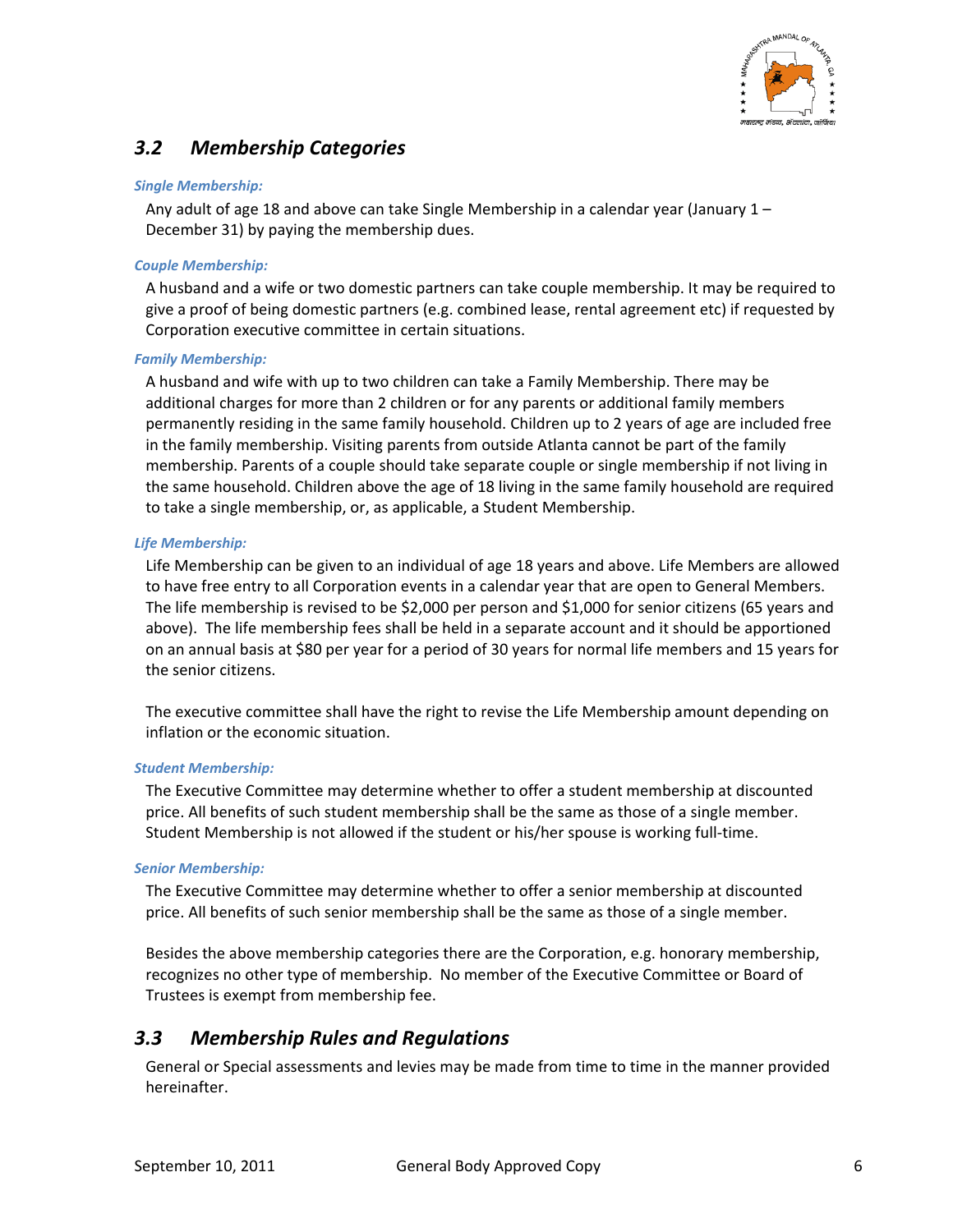## 3.2 Membership Categories

***Single Membership:***

Any adult of age 18 and above can take Single Membership in a calendar year (January 1 – December 31) by paying the membership dues.

***Couple Membership:***

A husband and a wife or two domestic partners can take couple membership. It may be required to give a proof of being domestic partners (e.g. combined lease, rental agreement etc) if requested by Corporation executive committee in certain situations.

***Family Membership:***

A husband and wife with up to two children can take a Family Membership. There may be additional charges for more than 2 children or for any parents or additional family members permanently residing in the same family household. Children up to 2 years of age are included free in the family membership. Visiting parents from outside Atlanta cannot be part of the family membership. Parents of a couple should take separate couple or single membership if not living in the same household. Children above the age of 18 living in the same family household are required to take a single membership, or, as applicable, a Student Membership.

***Life Membership:***

Life Membership can be given to an individual of age 18 years and above. Life Members are allowed to have free entry to all Corporation events in a calendar year that are open to General Members. The life membership is revised to be $2,000 per person and $1,000 for senior citizens (65 years and above). The life membership fees shall be held in a separate account and it should be apportioned on an annual basis at $80 per year for a period of 30 years for normal life members and 15 years for the senior citizens.

The executive committee shall have the right to revise the Life Membership amount depending on inflation or the economic situation.

***Student Membership:***

The Executive Committee may determine whether to offer a student membership at discounted price. All benefits of such student membership shall be the same as those of a single member. Student Membership is not allowed if the student or his/her spouse is working full-time.

***Senior Membership:***

The Executive Committee may determine whether to offer a senior membership at discounted price. All benefits of such senior membership shall be the same as those of a single member.

Besides the above membership categories there are the Corporation, e.g. honorary membership, recognizes no other type of membership. No member of the Executive Committee or Board of Trustees is exempt from membership fee.

## 3.3 Membership Rules and Regulations

General or Special assessments and levies may be made from time to time in the manner provided hereinafter.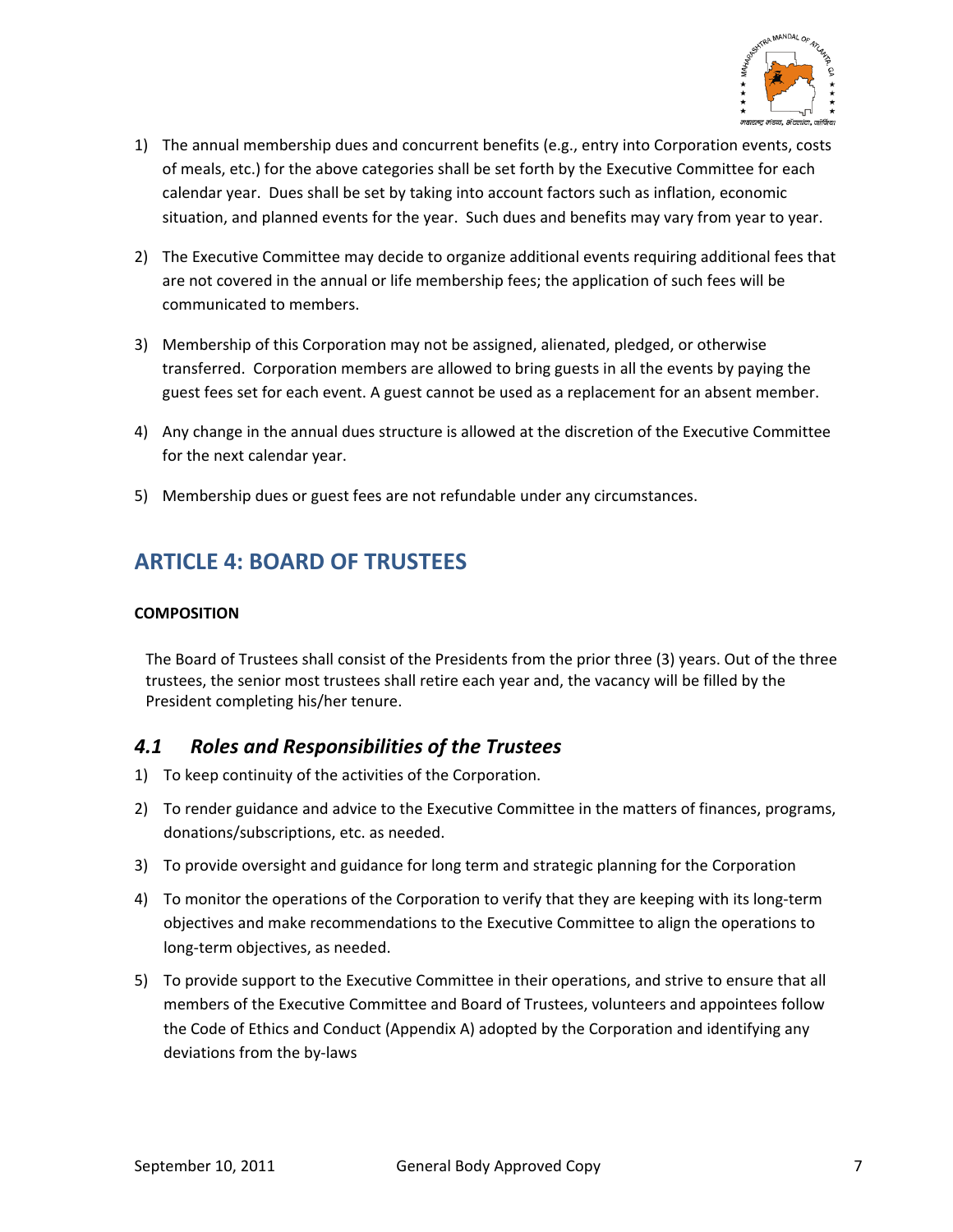1) The annual membership dues and concurrent benefits (e.g., entry into Corporation events, costs of meals, etc.) for the above categories shall be set forth by the Executive Committee for each calendar year. Dues shall be set by taking into account factors such as inflation, economic situation, and planned events for the year. Such dues and benefits may vary from year to year.

2) The Executive Committee may decide to organize additional events requiring additional fees that are not covered in the annual or life membership fees; the application of such fees will be communicated to members.

3) Membership of this Corporation may not be assigned, alienated, pledged, or otherwise transferred. Corporation members are allowed to bring guests in all the events by paying the guest fees set for each event. A guest cannot be used as a replacement for an absent member.

4) Any change in the annual dues structure is allowed at the discretion of the Executive Committee for the next calendar year.

5) Membership dues or guest fees are not refundable under any circumstances.

## ARTICLE 4: BOARD OF TRUSTEES

**COMPOSITION**

The Board of Trustees shall consist of the Presidents from the prior three (3) years. Out of the three trustees, the senior most trustees shall retire each year and, the vacancy will be filled by the President completing his/her tenure.

### *4.1 Roles and Responsibilities of the Trustees*

1) To keep continuity of the activities of the Corporation.

2) To render guidance and advice to the Executive Committee in the matters of finances, programs, donations/subscriptions, etc. as needed.

3) To provide oversight and guidance for long term and strategic planning for the Corporation

4) To monitor the operations of the Corporation to verify that they are keeping with its long-term objectives and make recommendations to the Executive Committee to align the operations to long-term objectives, as needed.

5) To provide support to the Executive Committee in their operations, and strive to ensure that all members of the Executive Committee and Board of Trustees, volunteers and appointees follow the Code of Ethics and Conduct (Appendix A) adopted by the Corporation and identifying any deviations from the by-laws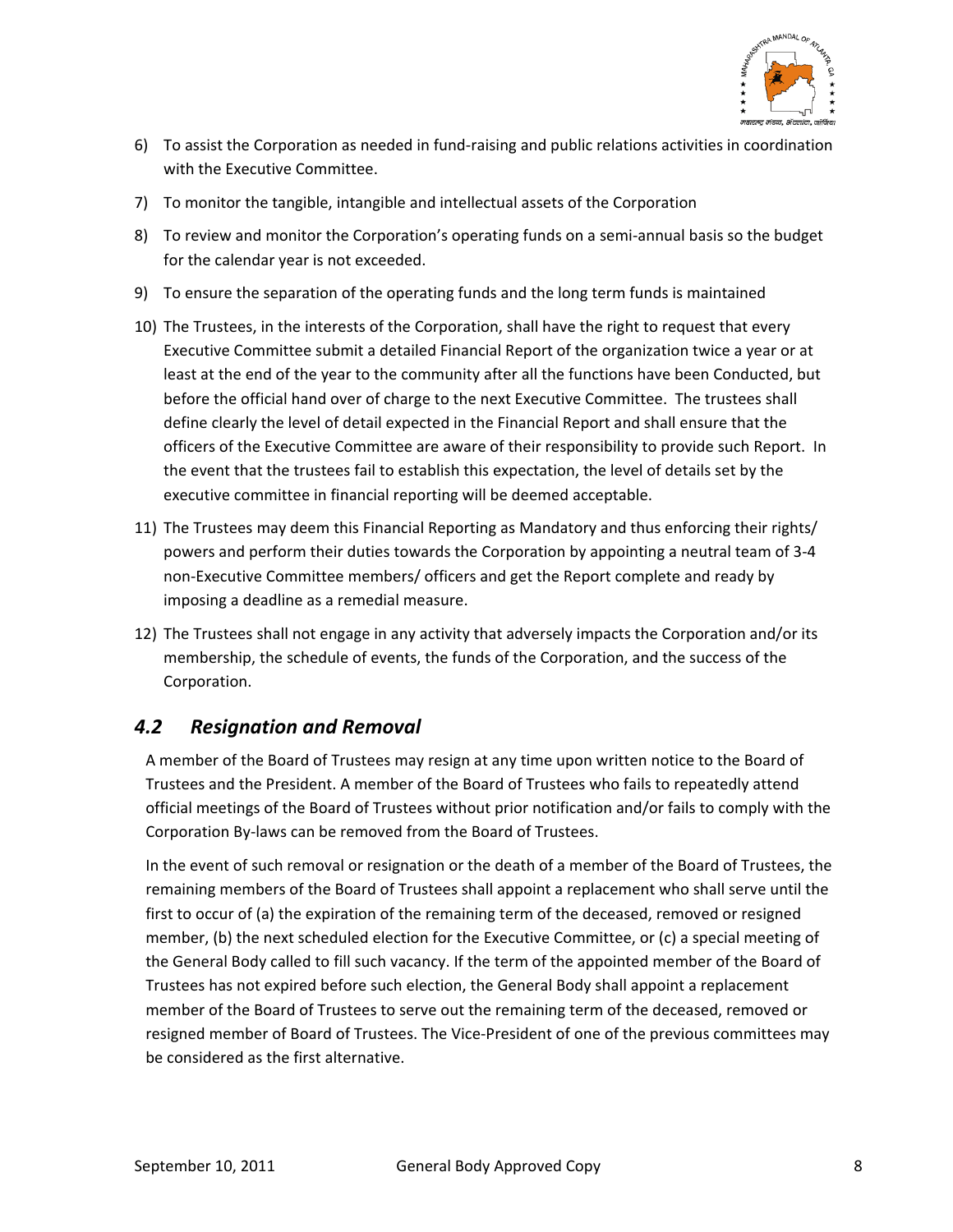6) To assist the Corporation as needed in fund-raising and public relations activities in coordination with the Executive Committee.
7) To monitor the tangible, intangible and intellectual assets of the Corporation
8) To review and monitor the Corporation's operating funds on a semi-annual basis so the budget for the calendar year is not exceeded.
9) To ensure the separation of the operating funds and the long term funds is maintained
10) The Trustees, in the interests of the Corporation, shall have the right to request that every Executive Committee submit a detailed Financial Report of the organization twice a year or at least at the end of the year to the community after all the functions have been Conducted, but before the official hand over of charge to the next Executive Committee. The trustees shall define clearly the level of detail expected in the Financial Report and shall ensure that the officers of the Executive Committee are aware of their responsibility to provide such Report. In the event that the trustees fail to establish this expectation, the level of details set by the executive committee in financial reporting will be deemed acceptable.
11) The Trustees may deem this Financial Reporting as Mandatory and thus enforcing their rights/ powers and perform their duties towards the Corporation by appointing a neutral team of 3-4 non-Executive Committee members/ officers and get the Report complete and ready by imposing a deadline as a remedial measure.
12) The Trustees shall not engage in any activity that adversely impacts the Corporation and/or its membership, the schedule of events, the funds of the Corporation, and the success of the Corporation.

## *4.2 Resignation and Removal*

A member of the Board of Trustees may resign at any time upon written notice to the Board of Trustees and the President. A member of the Board of Trustees who fails to repeatedly attend official meetings of the Board of Trustees without prior notification and/or fails to comply with the Corporation By-laws can be removed from the Board of Trustees.

In the event of such removal or resignation or the death of a member of the Board of Trustees, the remaining members of the Board of Trustees shall appoint a replacement who shall serve until the first to occur of (a) the expiration of the remaining term of the deceased, removed or resigned member, (b) the next scheduled election for the Executive Committee, or (c) a special meeting of the General Body called to fill such vacancy. If the term of the appointed member of the Board of Trustees has not expired before such election, the General Body shall appoint a replacement member of the Board of Trustees to serve out the remaining term of the deceased, removed or resigned member of Board of Trustees. The Vice-President of one of the previous committees may be considered as the first alternative.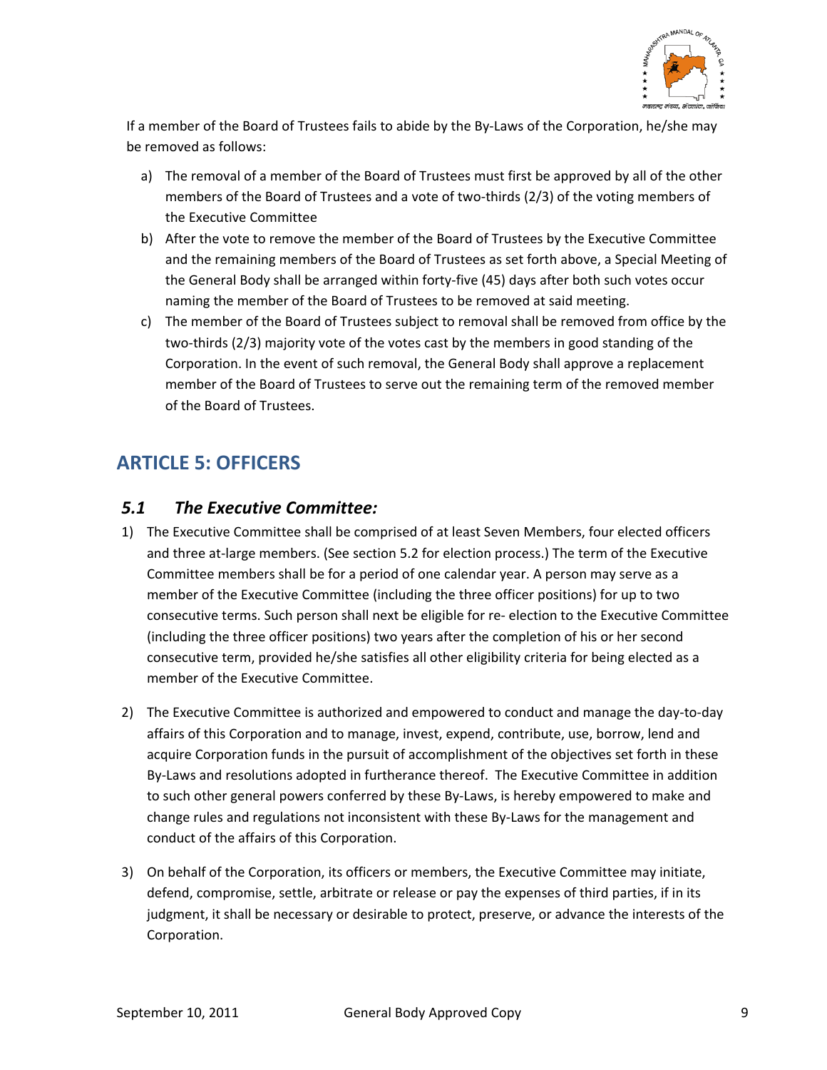If a member of the Board of Trustees fails to abide by the By-Laws of the Corporation, he/she may be removed as follows:

a) The removal of a member of the Board of Trustees must first be approved by all of the other members of the Board of Trustees and a vote of two-thirds (2/3) of the voting members of the Executive Committee
b) After the vote to remove the member of the Board of Trustees by the Executive Committee and the remaining members of the Board of Trustees as set forth above, a Special Meeting of the General Body shall be arranged within forty-five (45) days after both such votes occur naming the member of the Board of Trustees to be removed at said meeting.
c) The member of the Board of Trustees subject to removal shall be removed from office by the two-thirds (2/3) majority vote of the votes cast by the members in good standing of the Corporation. In the event of such removal, the General Body shall approve a replacement member of the Board of Trustees to serve out the remaining term of the removed member of the Board of Trustees.

## ARTICLE 5: OFFICERS

### *5.1 The Executive Committee:*

1) The Executive Committee shall be comprised of at least Seven Members, four elected officers and three at-large members. (See section 5.2 for election process.) The term of the Executive Committee members shall be for a period of one calendar year. A person may serve as a member of the Executive Committee (including the three officer positions) for up to two consecutive terms. Such person shall next be eligible for re- election to the Executive Committee (including the three officer positions) two years after the completion of his or her second consecutive term, provided he/she satisfies all other eligibility criteria for being elected as a member of the Executive Committee.

2) The Executive Committee is authorized and empowered to conduct and manage the day-to-day affairs of this Corporation and to manage, invest, expend, contribute, use, borrow, lend and acquire Corporation funds in the pursuit of accomplishment of the objectives set forth in these By-Laws and resolutions adopted in furtherance thereof. The Executive Committee in addition to such other general powers conferred by these By-Laws, is hereby empowered to make and change rules and regulations not inconsistent with these By-Laws for the management and conduct of the affairs of this Corporation.

3) On behalf of the Corporation, its officers or members, the Executive Committee may initiate, defend, compromise, settle, arbitrate or release or pay the expenses of third parties, if in its judgment, it shall be necessary or desirable to protect, preserve, or advance the interests of the Corporation.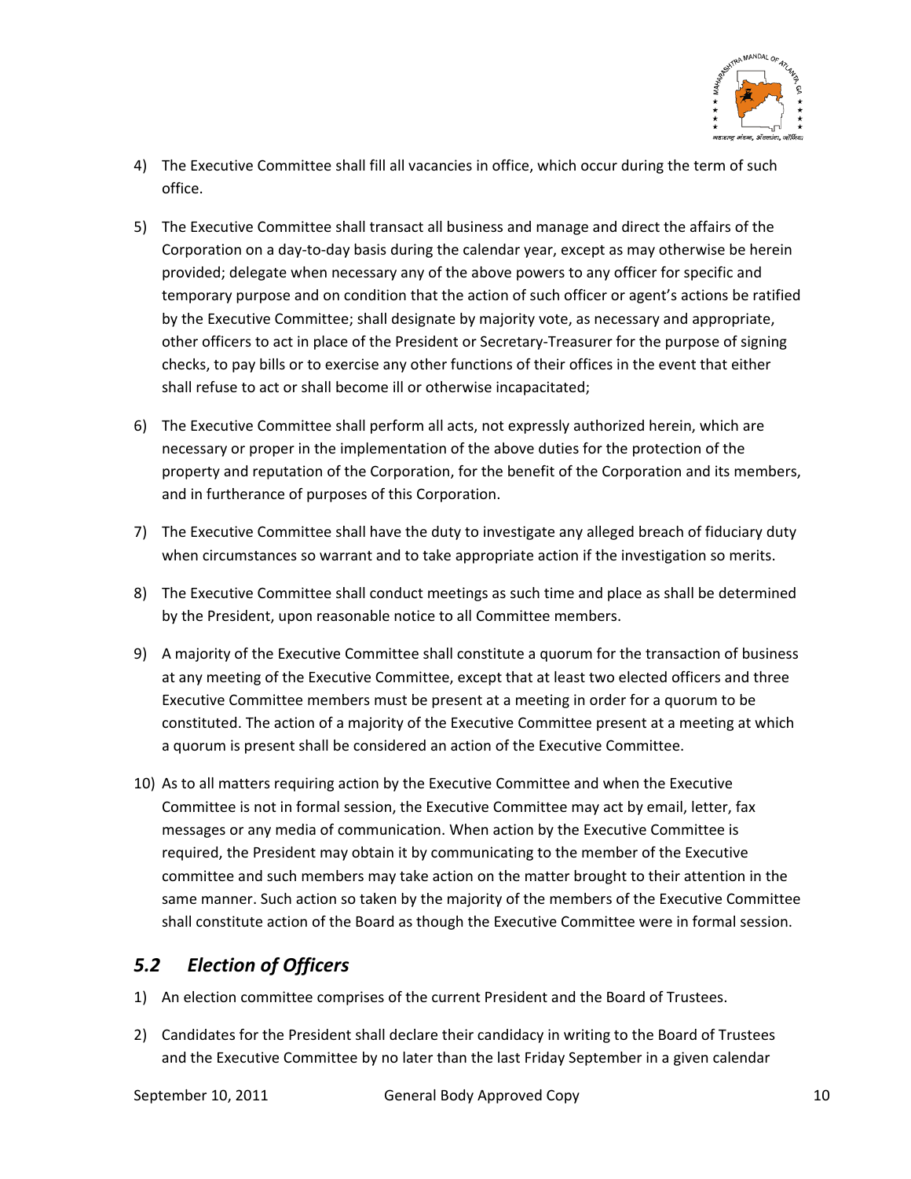4) The Executive Committee shall fill all vacancies in office, which occur during the term of such office.

5) The Executive Committee shall transact all business and manage and direct the affairs of the Corporation on a day-to-day basis during the calendar year, except as may otherwise be herein provided; delegate when necessary any of the above powers to any officer for specific and temporary purpose and on condition that the action of such officer or agent's actions be ratified by the Executive Committee; shall designate by majority vote, as necessary and appropriate, other officers to act in place of the President or Secretary-Treasurer for the purpose of signing checks, to pay bills or to exercise any other functions of their offices in the event that either shall refuse to act or shall become ill or otherwise incapacitated;

6) The Executive Committee shall perform all acts, not expressly authorized herein, which are necessary or proper in the implementation of the above duties for the protection of the property and reputation of the Corporation, for the benefit of the Corporation and its members, and in furtherance of purposes of this Corporation.

7) The Executive Committee shall have the duty to investigate any alleged breach of fiduciary duty when circumstances so warrant and to take appropriate action if the investigation so merits.

8) The Executive Committee shall conduct meetings as such time and place as shall be determined by the President, upon reasonable notice to all Committee members.

9) A majority of the Executive Committee shall constitute a quorum for the transaction of business at any meeting of the Executive Committee, except that at least two elected officers and three Executive Committee members must be present at a meeting in order for a quorum to be constituted. The action of a majority of the Executive Committee present at a meeting at which a quorum is present shall be considered an action of the Executive Committee.

10) As to all matters requiring action by the Executive Committee and when the Executive Committee is not in formal session, the Executive Committee may act by email, letter, fax messages or any media of communication. When action by the Executive Committee is required, the President may obtain it by communicating to the member of the Executive committee and such members may take action on the matter brought to their attention in the same manner. Such action so taken by the majority of the members of the Executive Committee shall constitute action of the Board as though the Executive Committee were in formal session.

## *5.2 Election of Officers*

1) An election committee comprises of the current President and the Board of Trustees.

2) Candidates for the President shall declare their candidacy in writing to the Board of Trustees and the Executive Committee by no later than the last Friday September in a given calendar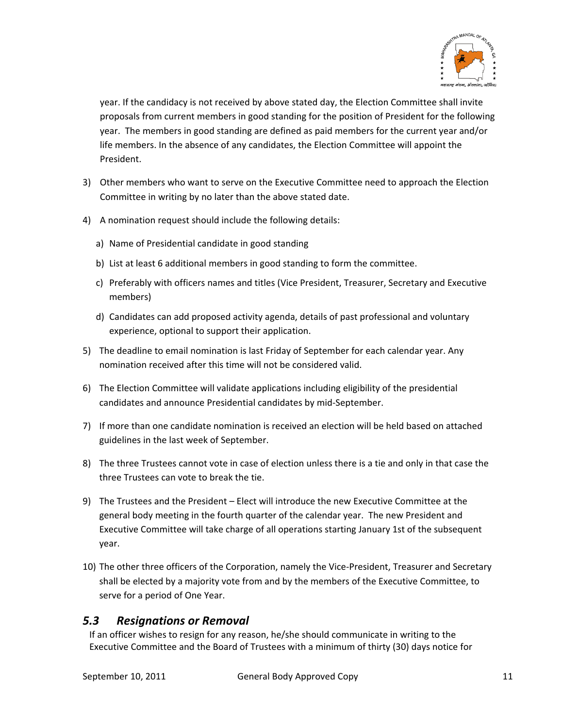year. If the candidacy is not received by above stated day, the Election Committee shall invite proposals from current members in good standing for the position of President for the following year. The members in good standing are defined as paid members for the current year and/or life members. In the absence of any candidates, the Election Committee will appoint the President.

3) Other members who want to serve on the Executive Committee need to approach the Election Committee in writing by no later than the above stated date.

4) A nomination request should include the following details:

   a) Name of Presidential candidate in good standing

   b) List at least 6 additional members in good standing to form the committee.

   c) Preferably with officers names and titles (Vice President, Treasurer, Secretary and Executive members)

   d) Candidates can add proposed activity agenda, details of past professional and voluntary experience, optional to support their application.

5) The deadline to email nomination is last Friday of September for each calendar year. Any nomination received after this time will not be considered valid.

6) The Election Committee will validate applications including eligibility of the presidential candidates and announce Presidential candidates by mid-September.

7) If more than one candidate nomination is received an election will be held based on attached guidelines in the last week of September.

8) The three Trustees cannot vote in case of election unless there is a tie and only in that case the three Trustees can vote to break the tie.

9) The Trustees and the President – Elect will introduce the new Executive Committee at the general body meeting in the fourth quarter of the calendar year. The new President and Executive Committee will take charge of all operations starting January 1st of the subsequent year.

10) The other three officers of the Corporation, namely the Vice-President, Treasurer and Secretary shall be elected by a majority vote from and by the members of the Executive Committee, to serve for a period of One Year.

## *5.3 Resignations or Removal*

If an officer wishes to resign for any reason, he/she should communicate in writing to the Executive Committee and the Board of Trustees with a minimum of thirty (30) days notice for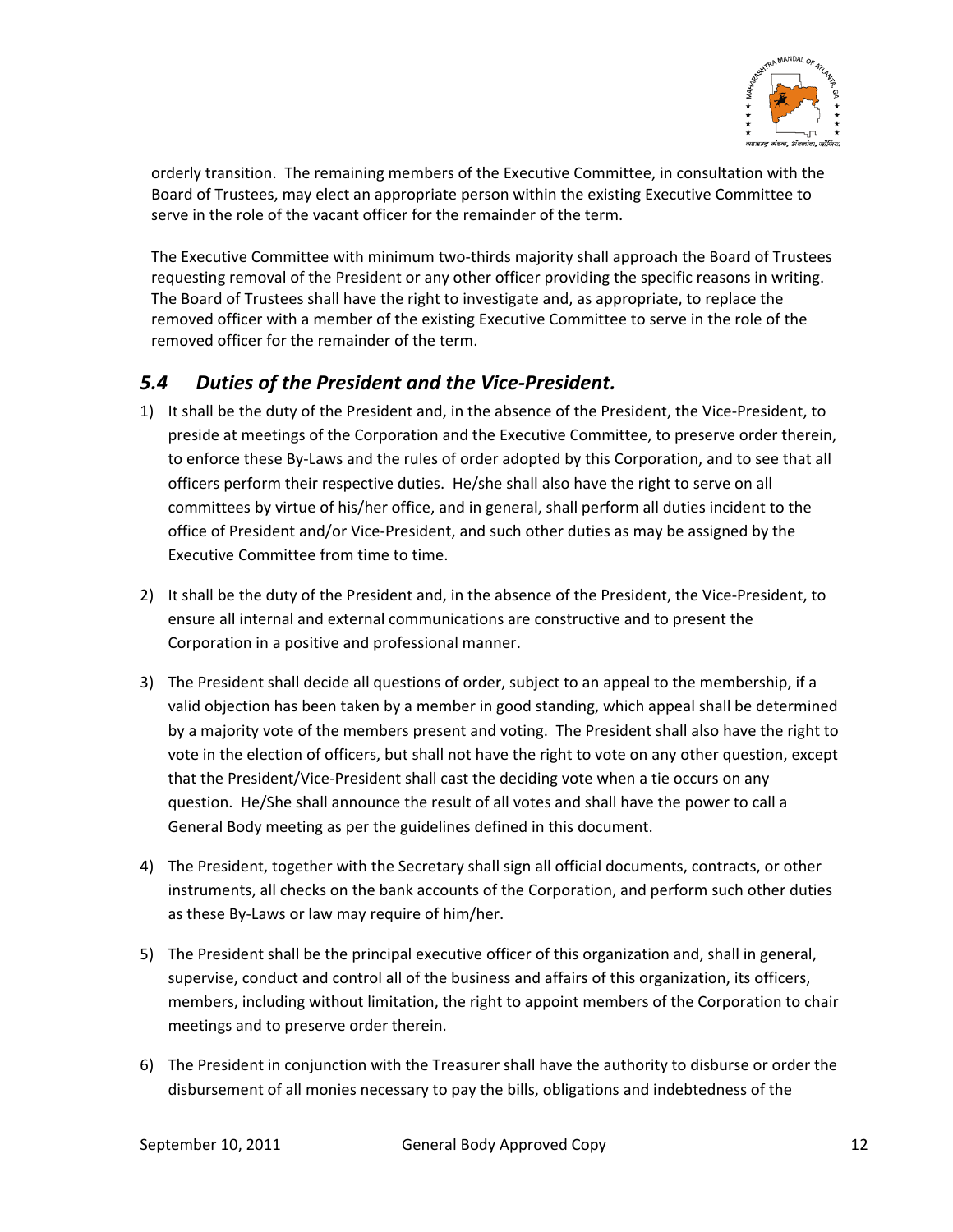orderly transition. The remaining members of the Executive Committee, in consultation with the Board of Trustees, may elect an appropriate person within the existing Executive Committee to serve in the role of the vacant officer for the remainder of the term.

The Executive Committee with minimum two-thirds majority shall approach the Board of Trustees requesting removal of the President or any other officer providing the specific reasons in writing. The Board of Trustees shall have the right to investigate and, as appropriate, to replace the removed officer with a member of the existing Executive Committee to serve in the role of the removed officer for the remainder of the term.

## *5.4 Duties of the President and the Vice-President.*

1) It shall be the duty of the President and, in the absence of the President, the Vice-President, to preside at meetings of the Corporation and the Executive Committee, to preserve order therein, to enforce these By-Laws and the rules of order adopted by this Corporation, and to see that all officers perform their respective duties. He/she shall also have the right to serve on all committees by virtue of his/her office, and in general, shall perform all duties incident to the office of President and/or Vice-President, and such other duties as may be assigned by the Executive Committee from time to time.

2) It shall be the duty of the President and, in the absence of the President, the Vice-President, to ensure all internal and external communications are constructive and to present the Corporation in a positive and professional manner.

3) The President shall decide all questions of order, subject to an appeal to the membership, if a valid objection has been taken by a member in good standing, which appeal shall be determined by a majority vote of the members present and voting. The President shall also have the right to vote in the election of officers, but shall not have the right to vote on any other question, except that the President/Vice-President shall cast the deciding vote when a tie occurs on any question. He/She shall announce the result of all votes and shall have the power to call a General Body meeting as per the guidelines defined in this document.

4) The President, together with the Secretary shall sign all official documents, contracts, or other instruments, all checks on the bank accounts of the Corporation, and perform such other duties as these By-Laws or law may require of him/her.

5) The President shall be the principal executive officer of this organization and, shall in general, supervise, conduct and control all of the business and affairs of this organization, its officers, members, including without limitation, the right to appoint members of the Corporation to chair meetings and to preserve order therein.

6) The President in conjunction with the Treasurer shall have the authority to disburse or order the disbursement of all monies necessary to pay the bills, obligations and indebtedness of the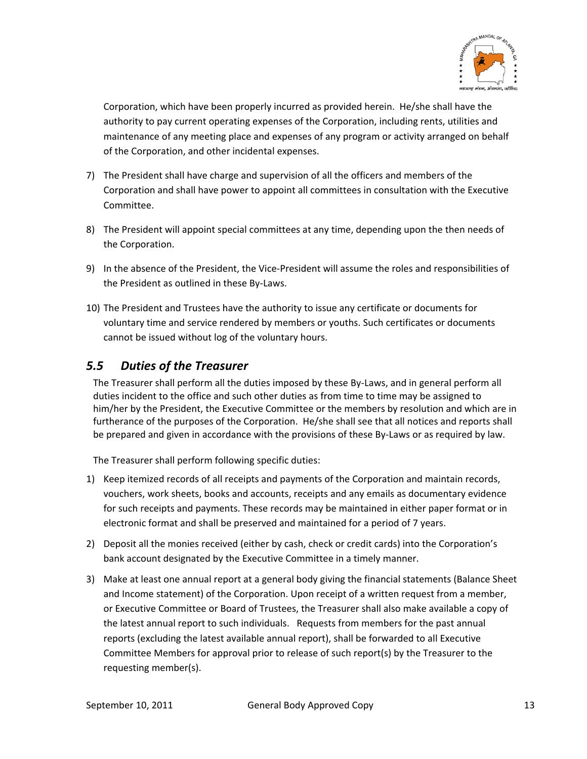Corporation, which have been properly incurred as provided herein. He/she shall have the authority to pay current operating expenses of the Corporation, including rents, utilities and maintenance of any meeting place and expenses of any program or activity arranged on behalf of the Corporation, and other incidental expenses.

7) The President shall have charge and supervision of all the officers and members of the Corporation and shall have power to appoint all committees in consultation with the Executive Committee.

8) The President will appoint special committees at any time, depending upon the then needs of the Corporation.

9) In the absence of the President, the Vice-President will assume the roles and responsibilities of the President as outlined in these By-Laws.

10) The President and Trustees have the authority to issue any certificate or documents for voluntary time and service rendered by members or youths. Such certificates or documents cannot be issued without log of the voluntary hours.

## *5.5 Duties of the Treasurer*

The Treasurer shall perform all the duties imposed by these By-Laws, and in general perform all duties incident to the office and such other duties as from time to time may be assigned to him/her by the President, the Executive Committee or the members by resolution and which are in furtherance of the purposes of the Corporation. He/she shall see that all notices and reports shall be prepared and given in accordance with the provisions of these By-Laws or as required by law.

The Treasurer shall perform following specific duties:

1) Keep itemized records of all receipts and payments of the Corporation and maintain records, vouchers, work sheets, books and accounts, receipts and any emails as documentary evidence for such receipts and payments. These records may be maintained in either paper format or in electronic format and shall be preserved and maintained for a period of 7 years.

2) Deposit all the monies received (either by cash, check or credit cards) into the Corporation's bank account designated by the Executive Committee in a timely manner.

3) Make at least one annual report at a general body giving the financial statements (Balance Sheet and Income statement) of the Corporation. Upon receipt of a written request from a member, or Executive Committee or Board of Trustees, the Treasurer shall also make available a copy of the latest annual report to such individuals. Requests from members for the past annual reports (excluding the latest available annual report), shall be forwarded to all Executive Committee Members for approval prior to release of such report(s) by the Treasurer to the requesting member(s).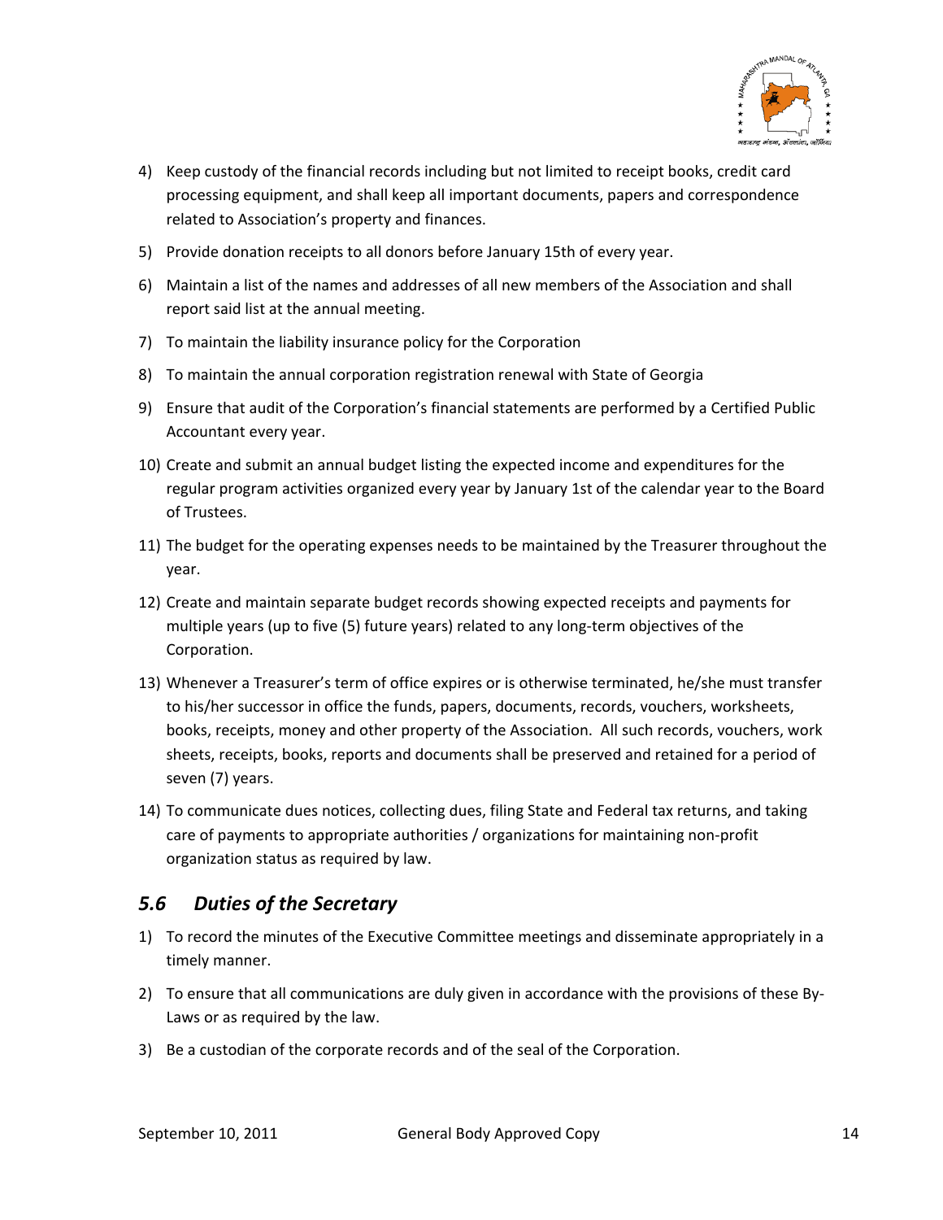4) Keep custody of the financial records including but not limited to receipt books, credit card processing equipment, and shall keep all important documents, papers and correspondence related to Association's property and finances.
5) Provide donation receipts to all donors before January 15th of every year.
6) Maintain a list of the names and addresses of all new members of the Association and shall report said list at the annual meeting.
7) To maintain the liability insurance policy for the Corporation
8) To maintain the annual corporation registration renewal with State of Georgia
9) Ensure that audit of the Corporation's financial statements are performed by a Certified Public Accountant every year.
10) Create and submit an annual budget listing the expected income and expenditures for the regular program activities organized every year by January 1st of the calendar year to the Board of Trustees.
11) The budget for the operating expenses needs to be maintained by the Treasurer throughout the year.
12) Create and maintain separate budget records showing expected receipts and payments for multiple years (up to five (5) future years) related to any long-term objectives of the Corporation.
13) Whenever a Treasurer's term of office expires or is otherwise terminated, he/she must transfer to his/her successor in office the funds, papers, documents, records, vouchers, worksheets, books, receipts, money and other property of the Association. All such records, vouchers, work sheets, receipts, books, reports and documents shall be preserved and retained for a period of seven (7) years.
14) To communicate dues notices, collecting dues, filing State and Federal tax returns, and taking care of payments to appropriate authorities / organizations for maintaining non-profit organization status as required by law.

### *5.6 Duties of the Secretary*

1) To record the minutes of the Executive Committee meetings and disseminate appropriately in a timely manner.
2) To ensure that all communications are duly given in accordance with the provisions of these By-Laws or as required by the law.
3) Be a custodian of the corporate records and of the seal of the Corporation.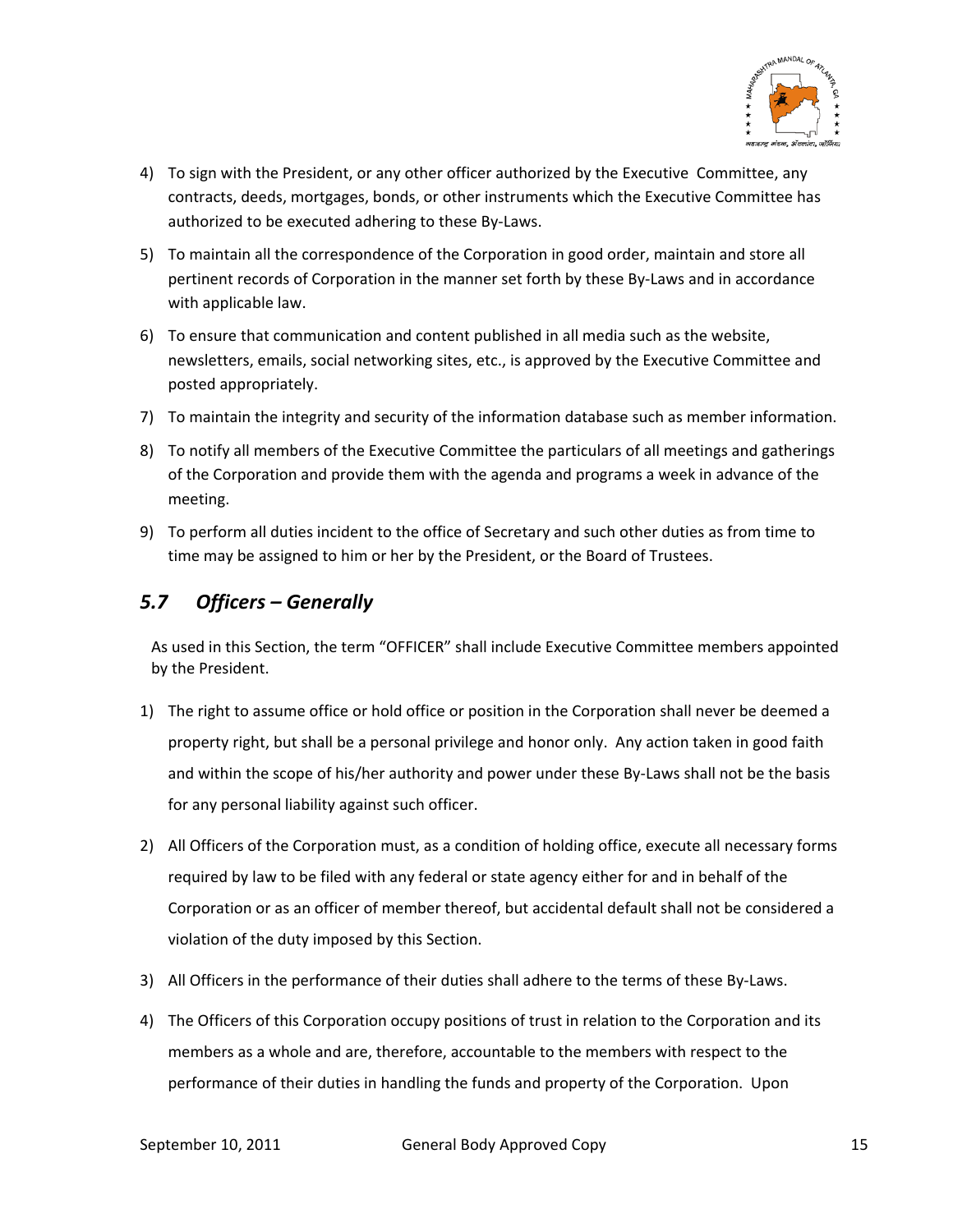4) To sign with the President, or any other officer authorized by the Executive Committee, any contracts, deeds, mortgages, bonds, or other instruments which the Executive Committee has authorized to be executed adhering to these By-Laws.
5) To maintain all the correspondence of the Corporation in good order, maintain and store all pertinent records of Corporation in the manner set forth by these By-Laws and in accordance with applicable law.
6) To ensure that communication and content published in all media such as the website, newsletters, emails, social networking sites, etc., is approved by the Executive Committee and posted appropriately.
7) To maintain the integrity and security of the information database such as member information.
8) To notify all members of the Executive Committee the particulars of all meetings and gatherings of the Corporation and provide them with the agenda and programs a week in advance of the meeting.
9) To perform all duties incident to the office of Secretary and such other duties as from time to time may be assigned to him or her by the President, or the Board of Trustees.

## *5.7 Officers – Generally*

As used in this Section, the term "OFFICER" shall include Executive Committee members appointed by the President.

1) The right to assume office or hold office or position in the Corporation shall never be deemed a property right, but shall be a personal privilege and honor only. Any action taken in good faith and within the scope of his/her authority and power under these By-Laws shall not be the basis for any personal liability against such officer.
2) All Officers of the Corporation must, as a condition of holding office, execute all necessary forms required by law to be filed with any federal or state agency either for and in behalf of the Corporation or as an officer of member thereof, but accidental default shall not be considered a violation of the duty imposed by this Section.
3) All Officers in the performance of their duties shall adhere to the terms of these By-Laws.
4) The Officers of this Corporation occupy positions of trust in relation to the Corporation and its members as a whole and are, therefore, accountable to the members with respect to the performance of their duties in handling the funds and property of the Corporation. Upon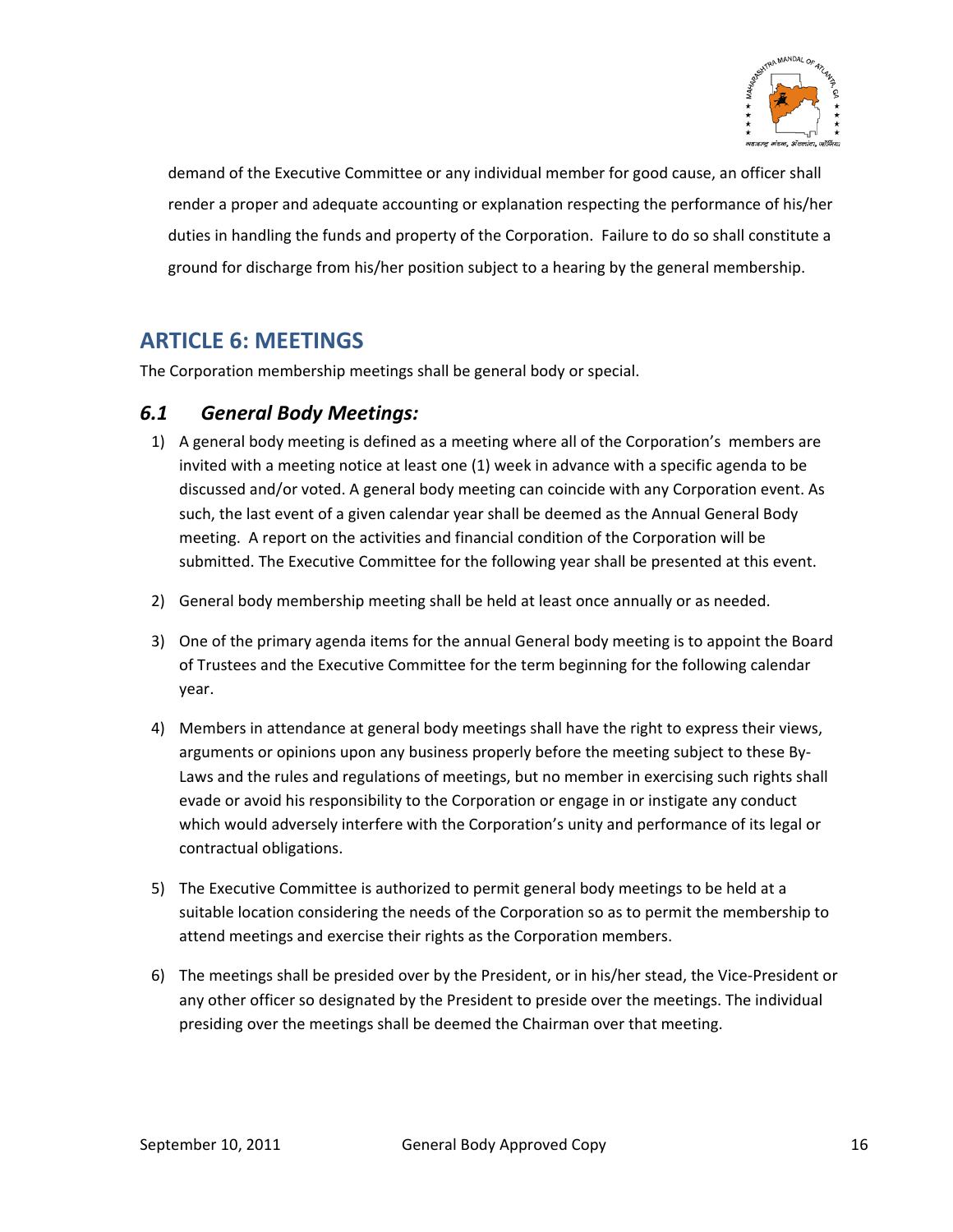demand of the Executive Committee or any individual member for good cause, an officer shall render a proper and adequate accounting or explanation respecting the performance of his/her duties in handling the funds and property of the Corporation. Failure to do so shall constitute a ground for discharge from his/her position subject to a hearing by the general membership.

## ARTICLE 6: MEETINGS

The Corporation membership meetings shall be general body or special.

### *6.1 General Body Meetings:*

1) A general body meeting is defined as a meeting where all of the Corporation's members are invited with a meeting notice at least one (1) week in advance with a specific agenda to be discussed and/or voted. A general body meeting can coincide with any Corporation event. As such, the last event of a given calendar year shall be deemed as the Annual General Body meeting. A report on the activities and financial condition of the Corporation will be submitted. The Executive Committee for the following year shall be presented at this event.

2) General body membership meeting shall be held at least once annually or as needed.

3) One of the primary agenda items for the annual General body meeting is to appoint the Board of Trustees and the Executive Committee for the term beginning for the following calendar year.

4) Members in attendance at general body meetings shall have the right to express their views, arguments or opinions upon any business properly before the meeting subject to these By-Laws and the rules and regulations of meetings, but no member in exercising such rights shall evade or avoid his responsibility to the Corporation or engage in or instigate any conduct which would adversely interfere with the Corporation's unity and performance of its legal or contractual obligations.

5) The Executive Committee is authorized to permit general body meetings to be held at a suitable location considering the needs of the Corporation so as to permit the membership to attend meetings and exercise their rights as the Corporation members.

6) The meetings shall be presided over by the President, or in his/her stead, the Vice-President or any other officer so designated by the President to preside over the meetings. The individual presiding over the meetings shall be deemed the Chairman over that meeting.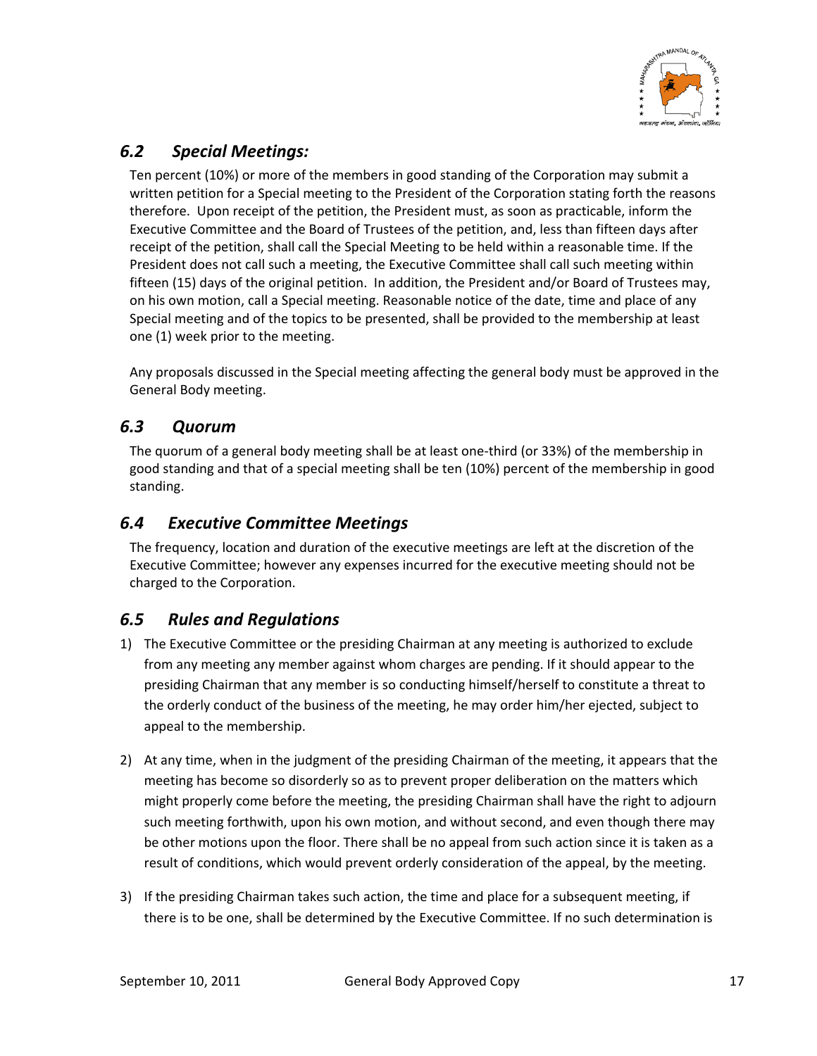## *6.2 Special Meetings:*

Ten percent (10%) or more of the members in good standing of the Corporation may submit a written petition for a Special meeting to the President of the Corporation stating forth the reasons therefore. Upon receipt of the petition, the President must, as soon as practicable, inform the Executive Committee and the Board of Trustees of the petition, and, less than fifteen days after receipt of the petition, shall call the Special Meeting to be held within a reasonable time. If the President does not call such a meeting, the Executive Committee shall call such meeting within fifteen (15) days of the original petition. In addition, the President and/or Board of Trustees may, on his own motion, call a Special meeting. Reasonable notice of the date, time and place of any Special meeting and of the topics to be presented, shall be provided to the membership at least one (1) week prior to the meeting.

Any proposals discussed in the Special meeting affecting the general body must be approved in the General Body meeting.

## *6.3 Quorum*

The quorum of a general body meeting shall be at least one-third (or 33%) of the membership in good standing and that of a special meeting shall be ten (10%) percent of the membership in good standing.

## *6.4 Executive Committee Meetings*

The frequency, location and duration of the executive meetings are left at the discretion of the Executive Committee; however any expenses incurred for the executive meeting should not be charged to the Corporation.

## *6.5 Rules and Regulations*

1) The Executive Committee or the presiding Chairman at any meeting is authorized to exclude from any meeting any member against whom charges are pending. If it should appear to the presiding Chairman that any member is so conducting himself/herself to constitute a threat to the orderly conduct of the business of the meeting, he may order him/her ejected, subject to appeal to the membership.

2) At any time, when in the judgment of the presiding Chairman of the meeting, it appears that the meeting has become so disorderly so as to prevent proper deliberation on the matters which might properly come before the meeting, the presiding Chairman shall have the right to adjourn such meeting forthwith, upon his own motion, and without second, and even though there may be other motions upon the floor. There shall be no appeal from such action since it is taken as a result of conditions, which would prevent orderly consideration of the appeal, by the meeting.

3) If the presiding Chairman takes such action, the time and place for a subsequent meeting, if there is to be one, shall be determined by the Executive Committee. If no such determination is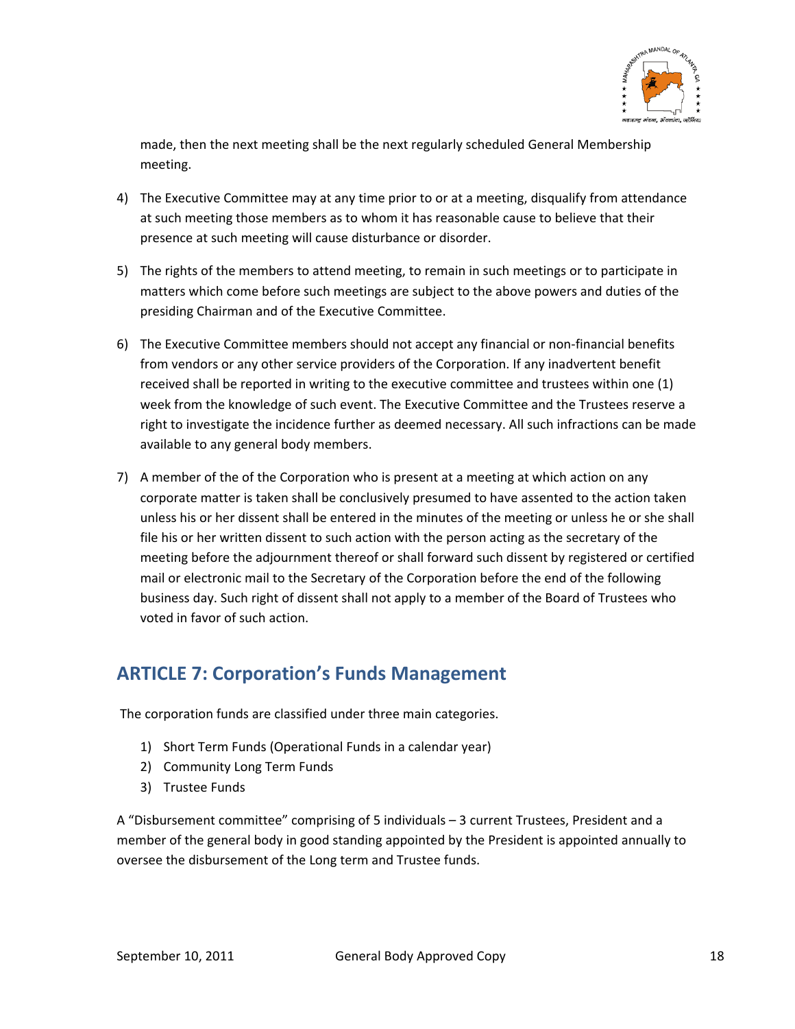made, then the next meeting shall be the next regularly scheduled General Membership meeting.

4) The Executive Committee may at any time prior to or at a meeting, disqualify from attendance at such meeting those members as to whom it has reasonable cause to believe that their presence at such meeting will cause disturbance or disorder.

5) The rights of the members to attend meeting, to remain in such meetings or to participate in matters which come before such meetings are subject to the above powers and duties of the presiding Chairman and of the Executive Committee.

6) The Executive Committee members should not accept any financial or non-financial benefits from vendors or any other service providers of the Corporation. If any inadvertent benefit received shall be reported in writing to the executive committee and trustees within one (1) week from the knowledge of such event. The Executive Committee and the Trustees reserve a right to investigate the incidence further as deemed necessary. All such infractions can be made available to any general body members.

7) A member of the of the Corporation who is present at a meeting at which action on any corporate matter is taken shall be conclusively presumed to have assented to the action taken unless his or her dissent shall be entered in the minutes of the meeting or unless he or she shall file his or her written dissent to such action with the person acting as the secretary of the meeting before the adjournment thereof or shall forward such dissent by registered or certified mail or electronic mail to the Secretary of the Corporation before the end of the following business day. Such right of dissent shall not apply to a member of the Board of Trustees who voted in favor of such action.

## ARTICLE 7: Corporation's Funds Management

The corporation funds are classified under three main categories.

1) Short Term Funds (Operational Funds in a calendar year)
2) Community Long Term Funds
3) Trustee Funds

A "Disbursement committee" comprising of 5 individuals – 3 current Trustees, President and a member of the general body in good standing appointed by the President is appointed annually to oversee the disbursement of the Long term and Trustee funds.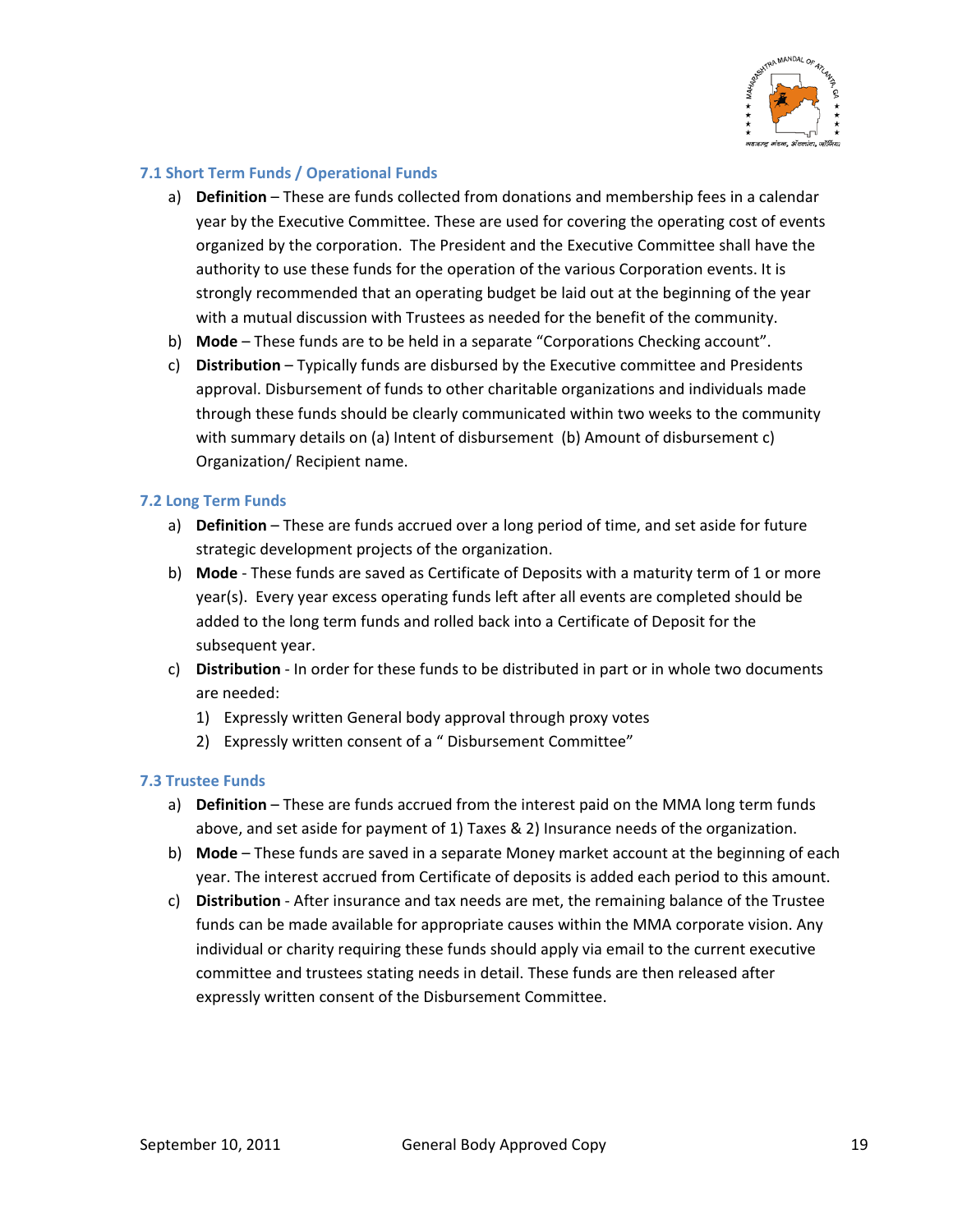### 7.1 Short Term Funds / Operational Funds

a) **Definition** – These are funds collected from donations and membership fees in a calendar year by the Executive Committee. These are used for covering the operating cost of events organized by the corporation. The President and the Executive Committee shall have the authority to use these funds for the operation of the various Corporation events. It is strongly recommended that an operating budget be laid out at the beginning of the year with a mutual discussion with Trustees as needed for the benefit of the community.

b) **Mode** – These funds are to be held in a separate "Corporations Checking account".

c) **Distribution** – Typically funds are disbursed by the Executive committee and Presidents approval. Disbursement of funds to other charitable organizations and individuals made through these funds should be clearly communicated within two weeks to the community with summary details on (a) Intent of disbursement (b) Amount of disbursement c) Organization/ Recipient name.

### 7.2 Long Term Funds

a) **Definition** – These are funds accrued over a long period of time, and set aside for future strategic development projects of the organization.

b) **Mode** - These funds are saved as Certificate of Deposits with a maturity term of 1 or more year(s). Every year excess operating funds left after all events are completed should be added to the long term funds and rolled back into a Certificate of Deposit for the subsequent year.

c) **Distribution** - In order for these funds to be distributed in part or in whole two documents are needed:

   1) Expressly written General body approval through proxy votes
   2) Expressly written consent of a " Disbursement Committee"

### 7.3 Trustee Funds

a) **Definition** – These are funds accrued from the interest paid on the MMA long term funds above, and set aside for payment of 1) Taxes & 2) Insurance needs of the organization.

b) **Mode** – These funds are saved in a separate Money market account at the beginning of each year. The interest accrued from Certificate of deposits is added each period to this amount.

c) **Distribution** - After insurance and tax needs are met, the remaining balance of the Trustee funds can be made available for appropriate causes within the MMA corporate vision. Any individual or charity requiring these funds should apply via email to the current executive committee and trustees stating needs in detail. These funds are then released after expressly written consent of the Disbursement Committee.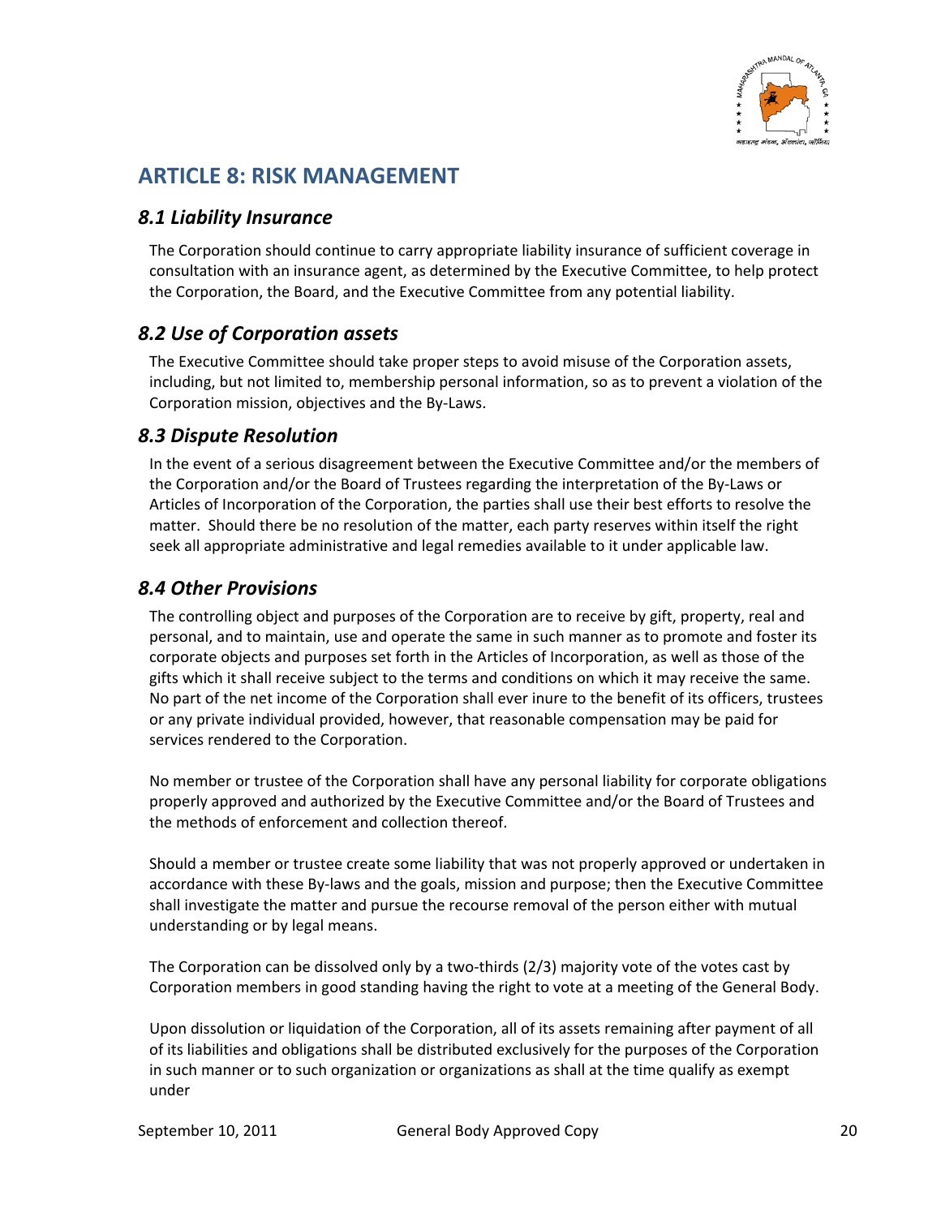## ARTICLE 8: RISK MANAGEMENT

### *8.1 Liability Insurance*

The Corporation should continue to carry appropriate liability insurance of sufficient coverage in consultation with an insurance agent, as determined by the Executive Committee, to help protect the Corporation, the Board, and the Executive Committee from any potential liability.

### *8.2 Use of Corporation assets*

The Executive Committee should take proper steps to avoid misuse of the Corporation assets, including, but not limited to, membership personal information, so as to prevent a violation of the Corporation mission, objectives and the By-Laws.

### *8.3 Dispute Resolution*

In the event of a serious disagreement between the Executive Committee and/or the members of the Corporation and/or the Board of Trustees regarding the interpretation of the By-Laws or Articles of Incorporation of the Corporation, the parties shall use their best efforts to resolve the matter. Should there be no resolution of the matter, each party reserves within itself the right seek all appropriate administrative and legal remedies available to it under applicable law.

### *8.4 Other Provisions*

The controlling object and purposes of the Corporation are to receive by gift, property, real and personal, and to maintain, use and operate the same in such manner as to promote and foster its corporate objects and purposes set forth in the Articles of Incorporation, as well as those of the gifts which it shall receive subject to the terms and conditions on which it may receive the same. No part of the net income of the Corporation shall ever inure to the benefit of its officers, trustees or any private individual provided, however, that reasonable compensation may be paid for services rendered to the Corporation.

No member or trustee of the Corporation shall have any personal liability for corporate obligations properly approved and authorized by the Executive Committee and/or the Board of Trustees and the methods of enforcement and collection thereof.

Should a member or trustee create some liability that was not properly approved or undertaken in accordance with these By-laws and the goals, mission and purpose; then the Executive Committee shall investigate the matter and pursue the recourse removal of the person either with mutual understanding or by legal means.

The Corporation can be dissolved only by a two-thirds (2/3) majority vote of the votes cast by Corporation members in good standing having the right to vote at a meeting of the General Body.

Upon dissolution or liquidation of the Corporation, all of its assets remaining after payment of all of its liabilities and obligations shall be distributed exclusively for the purposes of the Corporation in such manner or to such organization or organizations as shall at the time qualify as exempt under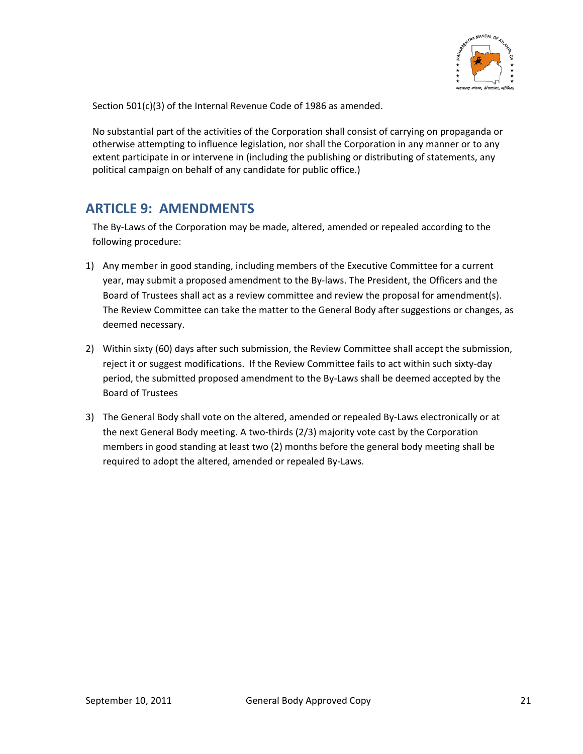Section 501(c)(3) of the Internal Revenue Code of 1986 as amended.

No substantial part of the activities of the Corporation shall consist of carrying on propaganda or otherwise attempting to influence legislation, nor shall the Corporation in any manner or to any extent participate in or intervene in (including the publishing or distributing of statements, any political campaign on behalf of any candidate for public office.)

## ARTICLE 9: AMENDMENTS

The By-Laws of the Corporation may be made, altered, amended or repealed according to the following procedure:

1) Any member in good standing, including members of the Executive Committee for a current year, may submit a proposed amendment to the By-laws. The President, the Officers and the Board of Trustees shall act as a review committee and review the proposal for amendment(s). The Review Committee can take the matter to the General Body after suggestions or changes, as deemed necessary.

2) Within sixty (60) days after such submission, the Review Committee shall accept the submission, reject it or suggest modifications. If the Review Committee fails to act within such sixty-day period, the submitted proposed amendment to the By-Laws shall be deemed accepted by the Board of Trustees

3) The General Body shall vote on the altered, amended or repealed By-Laws electronically or at the next General Body meeting. A two-thirds (2/3) majority vote cast by the Corporation members in good standing at least two (2) months before the general body meeting shall be required to adopt the altered, amended or repealed By-Laws.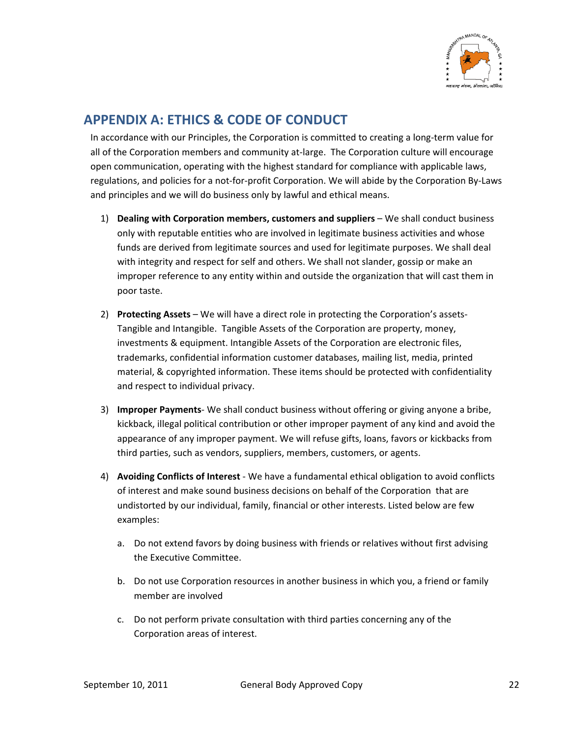## APPENDIX A: ETHICS & CODE OF CONDUCT

In accordance with our Principles, the Corporation is committed to creating a long-term value for all of the Corporation members and community at-large. The Corporation culture will encourage open communication, operating with the highest standard for compliance with applicable laws, regulations, and policies for a not-for-profit Corporation. We will abide by the Corporation By-Laws and principles and we will do business only by lawful and ethical means.

1) **Dealing with Corporation members, customers and suppliers** – We shall conduct business only with reputable entities who are involved in legitimate business activities and whose funds are derived from legitimate sources and used for legitimate purposes. We shall deal with integrity and respect for self and others. We shall not slander, gossip or make an improper reference to any entity within and outside the organization that will cast them in poor taste.

2) **Protecting Assets** – We will have a direct role in protecting the Corporation's assets- Tangible and Intangible. Tangible Assets of the Corporation are property, money, investments & equipment. Intangible Assets of the Corporation are electronic files, trademarks, confidential information customer databases, mailing list, media, printed material, & copyrighted information. These items should be protected with confidentiality and respect to individual privacy.

3) **Improper Payments**- We shall conduct business without offering or giving anyone a bribe, kickback, illegal political contribution or other improper payment of any kind and avoid the appearance of any improper payment. We will refuse gifts, loans, favors or kickbacks from third parties, such as vendors, suppliers, members, customers, or agents.

4) **Avoiding Conflicts of Interest** - We have a fundamental ethical obligation to avoid conflicts of interest and make sound business decisions on behalf of the Corporation that are undistorted by our individual, family, financial or other interests. Listed below are few examples:

   a. Do not extend favors by doing business with friends or relatives without first advising the Executive Committee.

   b. Do not use Corporation resources in another business in which you, a friend or family member are involved

   c. Do not perform private consultation with third parties concerning any of the Corporation areas of interest.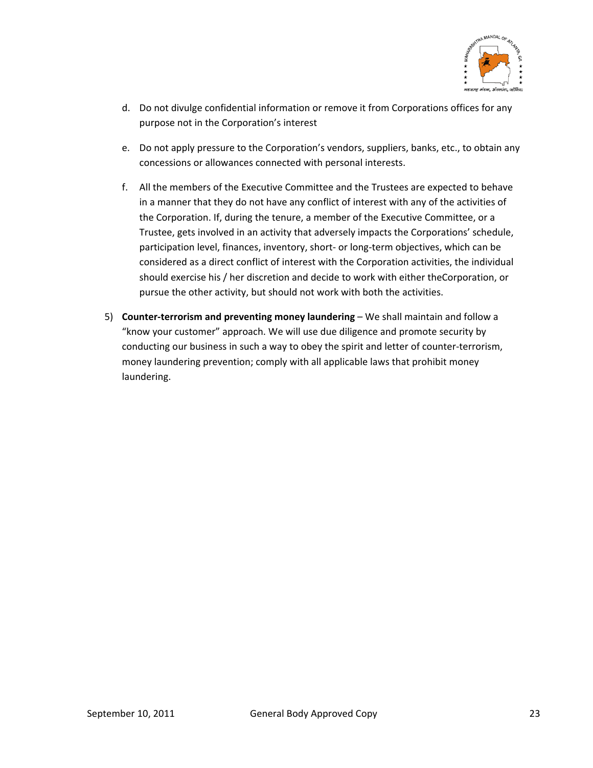d. Do not divulge confidential information or remove it from Corporations offices for any purpose not in the Corporation's interest

e. Do not apply pressure to the Corporation's vendors, suppliers, banks, etc., to obtain any concessions or allowances connected with personal interests.

f. All the members of the Executive Committee and the Trustees are expected to behave in a manner that they do not have any conflict of interest with any of the activities of the Corporation. If, during the tenure, a member of the Executive Committee, or a Trustee, gets involved in an activity that adversely impacts the Corporations' schedule, participation level, finances, inventory, short- or long-term objectives, which can be considered as a direct conflict of interest with the Corporation activities, the individual should exercise his / her discretion and decide to work with either theCorporation, or pursue the other activity, but should not work with both the activities.

5) **Counter-terrorism and preventing money laundering** – We shall maintain and follow a "know your customer" approach. We will use due diligence and promote security by conducting our business in such a way to obey the spirit and letter of counter-terrorism, money laundering prevention; comply with all applicable laws that prohibit money laundering.